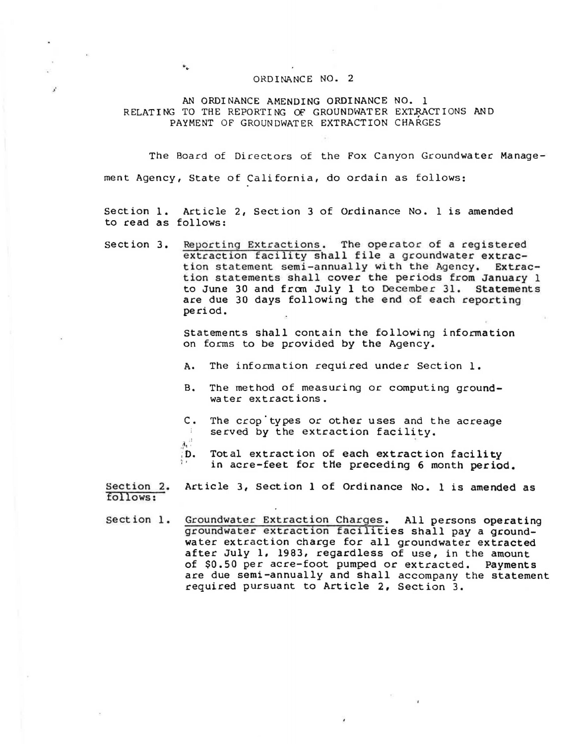# ORDINANCE NO. 2

## AN ORDINANCE AMENDING ORDINANCE NO. 1 RELATING TO THE REPORTING OF GROUNDWATER EXTRACTIONS AND PAYMENT OF GROUNDWATER EXTRACTION CHARGES

The Board of Directors of the Fox Canyon Groundwater Management Agency, State of California, do ordain as follows:

Section 1. Article 2, Section 3 of Ordinance No. 1 is amended to read as follows:

Section 3. Reporting Extractions. The operator of a registered extraction facility shall file a groundwater extraction statement semi-annually with the Agency. Extraction statements shall cover the periods from January 1 to June 30 and from July 1 to December 31. Statements are due 30 days following the end of each reporting period.

Statements shall contain the following information on forms to be provided by the Agency.

A. The information required under Section 1.

B. The method of measuring or computing groundwater extractions.

C. The crop types or other uses and the acreage served by the extraction facility.

D. Total extraction of each extraction facility in acre-feet for the preceding 6 month period.

Section 2. Article 3, Section 1 of Ordinance No. 1 is amended as follows:

Section 1. Groundwater Extraction Charges. All persons operating groundwater extraction facilities shall pay a groundwater extraction charge for all groundwater extracted after July 1, 1983, regardless of use, in the amount of $0.50 per acre-foot pumped or extracted. Payments are due semi-annually and shall accompany the statement required pursuant to Article 2, Section 3.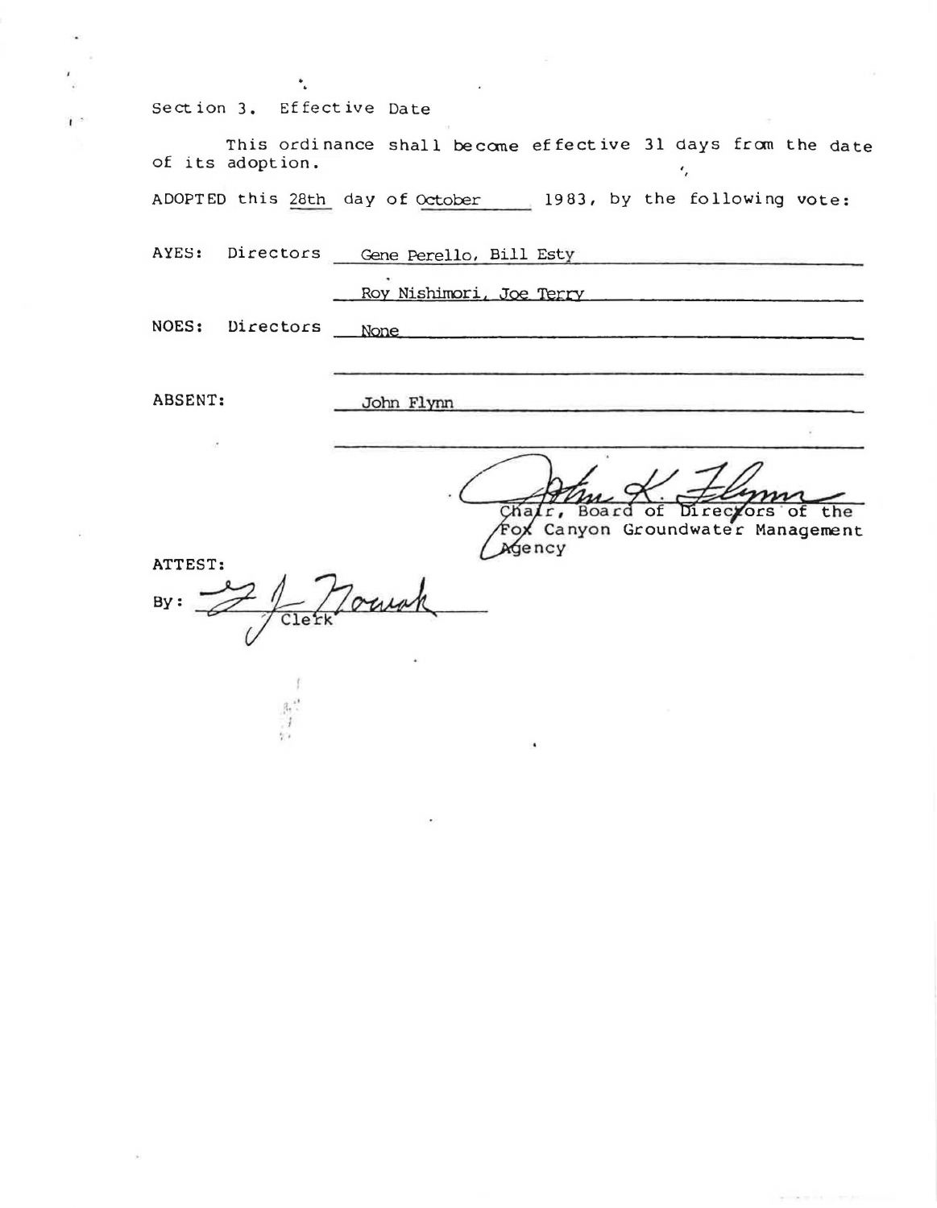## Section 3. Effective Date

This ordinance shall become effective 31 days from the date of its adoption.

ADOPTED this 28th day of October 1983, by the following vote:

AYES: Directors Gene Perello, Bill Esty

Roy Nishimori, Joe Terry

NOES: Directors None

ABSENT: John Flynn

John K. Flynn

Chair, Board of Directors of the Fox Canyon Groundwater Management Agency

ATTEST:

By: Clerk